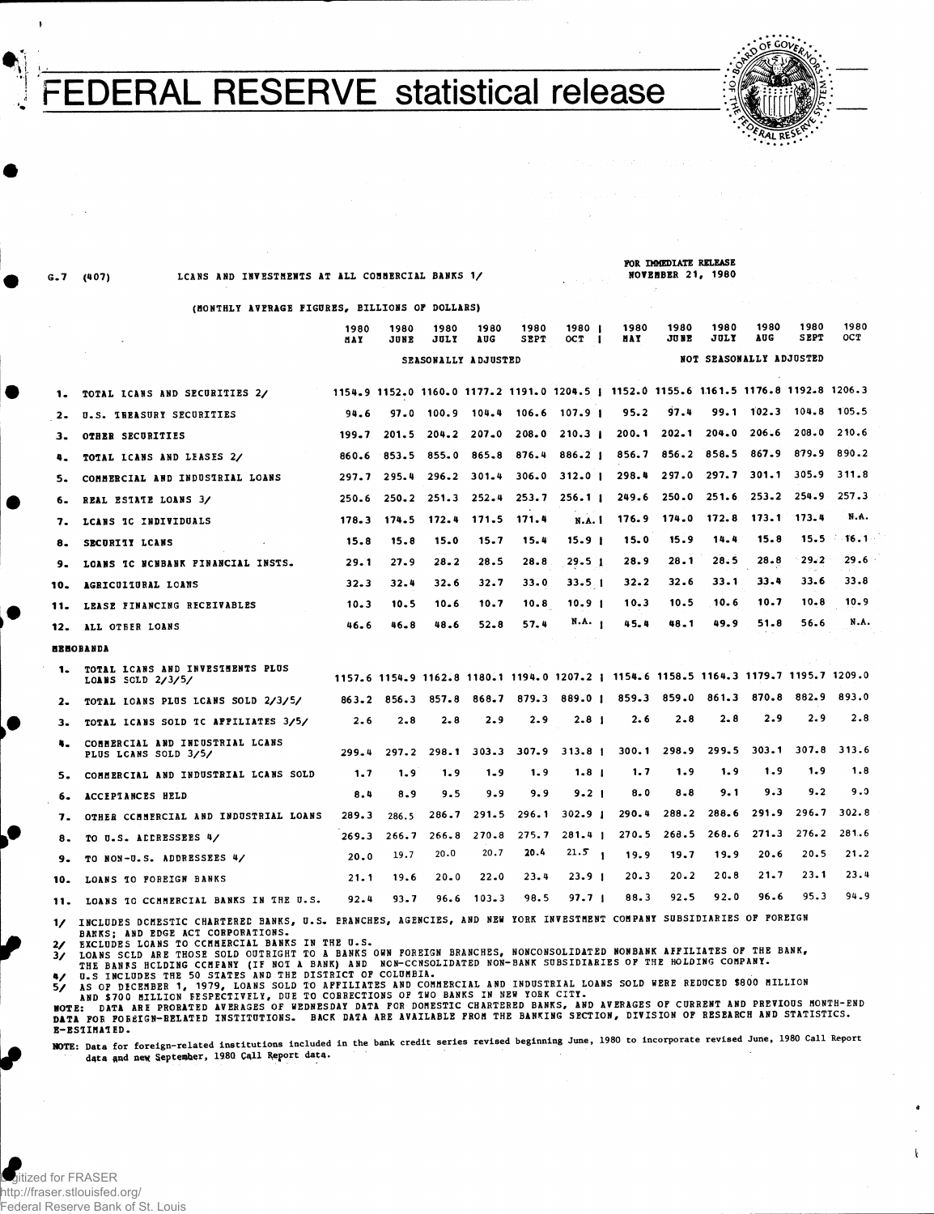# FEDERAL RESERVE statistical release

G.7 (407) LOANS AND INVESTMENTS AT ALL COMMERCIAL BANKS 1/

FOR IMMEDIATE RELEASE
NOVEMBER 21, 1980

(MONTHLY AVERAGE FIGURES, BILLIONS OF DOLLARS)

| | 1980 MAY | 1980 JUNE | 1980 JULY | 1980 AUG | 1980 SEPT | 1980 OCT | 1980 MAY | 1980 JUNE | 1980 JULY | 1980 AUG | 1980 SEPT | 1980 OCT |
|---|---|---|---|---|---|---|---|---|---|---|---|---|
| | SEASONALLY ADJUSTED | | | | | | NOT SEASONALLY ADJUSTED | | | | | |
| 1. TOTAL LOANS AND SECURITIES 2/ | 1154.9 | 1152.0 | 1160.0 | 1177.2 | 1191.0 | 1204.5 | 1152.0 | 1155.6 | 1161.5 | 1176.8 | 1192.8 | 1206.3 |
| 2. U.S. TREASURY SECURITIES | 94.6 | 97.0 | 100.9 | 104.4 | 106.6 | 107.9 | 95.2 | 97.4 | 99.1 | 102.3 | 104.8 | 105.5 |
| 3. OTHER SECURITIES | 199.7 | 201.5 | 204.2 | 207.0 | 208.0 | 210.3 | 200.1 | 202.1 | 204.0 | 206.6 | 208.0 | 210.6 |
| 4. TOTAL LOANS AND LEASES 2/ | 860.6 | 853.5 | 855.0 | 865.8 | 876.4 | 886.2 | 856.7 | 856.2 | 858.5 | 867.9 | 879.9 | 890.2 |
| 5. COMMERCIAL AND INDUSTRIAL LOANS | 297.7 | 295.4 | 296.2 | 301.4 | 306.0 | 312.0 | 298.4 | 297.0 | 297.7 | 301.1 | 305.9 | 311.8 |
| 6. REAL ESTATE LOANS 3/ | 250.6 | 250.2 | 251.3 | 252.4 | 253.7 | 256.1 | 249.6 | 250.0 | 251.6 | 253.2 | 254.9 | 257.3 |
| 7. LOANS TO INDIVIDUALS | 178.3 | 174.5 | 172.4 | 171.5 | 171.4 | N.A. | 176.9 | 174.0 | 172.8 | 173.1 | 173.4 | N.A. |
| 8. SECURITY LOANS | 15.8 | 15.8 | 15.0 | 15.7 | 15.4 | 15.9 | 15.0 | 15.9 | 14.4 | 15.8 | 15.5 | 16.1 |
| 9. LOANS TO NONBANK FINANCIAL INSTS. | 29.1 | 27.9 | 28.2 | 28.5 | 28.8 | 29.5 | 28.9 | 28.1 | 28.5 | 28.8 | 29.2 | 29.6 |
| 10. AGRICULTURAL LOANS | 32.3 | 32.4 | 32.6 | 32.7 | 33.0 | 33.5 | 32.2 | 32.6 | 33.1 | 33.4 | 33.6 | 33.8 |
| 11. LEASE FINANCING RECEIVABLES | 10.3 | 10.5 | 10.6 | 10.7 | 10.8 | 10.9 | 10.3 | 10.5 | 10.6 | 10.7 | 10.8 | 10.9 |
| 12. ALL OTHER LOANS | 46.6 | 46.8 | 48.6 | 52.8 | 57.4 | N.A. | 45.4 | 48.1 | 49.9 | 51.8 | 56.6 | N.A. |
| **MEMORANDA** | | | | | | | | | | | | |
| 1. TOTAL LOANS AND INVESTMENTS PLUS LOANS SOLD 2/3/5/ | 1157.6 | 1154.9 | 1162.8 | 1180.1 | 1194.0 | 1207.2 | 1154.6 | 1158.5 | 1164.3 | 1179.7 | 1195.7 | 1209.0 |
| 2. TOTAL LOANS PLUS LOANS SOLD 2/3/5/ | 863.2 | 856.3 | 857.8 | 868.7 | 879.3 | 889.0 | 859.3 | 859.0 | 861.3 | 870.8 | 882.9 | 893.0 |
| 3. TOTAL LOANS SOLD TO AFFILIATES 3/5/ | 2.6 | 2.8 | 2.8 | 2.9 | 2.9 | 2.8 | 2.6 | 2.8 | 2.8 | 2.9 | 2.9 | 2.8 |
| 4. COMMERCIAL AND INDUSTRIAL LOANS PLUS LOANS SOLD 3/5/ | 299.4 | 297.2 | 298.1 | 303.3 | 307.9 | 313.8 | 300.1 | 298.9 | 299.5 | 303.1 | 307.8 | 313.6 |
| 5. COMMERCIAL AND INDUSTRIAL LOANS SOLD | 1.7 | 1.9 | 1.9 | 1.9 | 1.9 | 1.8 | 1.7 | 1.9 | 1.9 | 1.9 | 1.9 | 1.8 |
| 6. ACCEPTANCES HELD | 8.4 | 8.9 | 9.5 | 9.9 | 9.9 | 9.2 | 8.0 | 8.8 | 9.1 | 9.3 | 9.2 | 9.0 |
| 7. OTHER COMMERCIAL AND INDUSTRIAL LOANS | 289.3 | 286.5 | 286.7 | 291.5 | 296.1 | 302.9 | 290.4 | 288.2 | 288.6 | 291.9 | 296.7 | 302.8 |
| 8. TO U.S. ADDRESSEES 4/ | 269.3 | 266.7 | 266.8 | 270.8 | 275.7 | 281.4 | 270.5 | 268.5 | 268.6 | 271.3 | 276.2 | 281.6 |
| 9. TO NON-U.S. ADDRESSEES 4/ | 20.0 | 19.7 | 20.0 | 20.7 | 20.4 | 21.5 | 19.9 | 19.7 | 19.9 | 20.6 | 20.5 | 21.2 |
| 10. LOANS TO FOREIGN BANKS | 21.1 | 19.6 | 20.0 | 22.0 | 23.4 | 23.9 | 20.3 | 20.2 | 20.8 | 21.7 | 23.1 | 23.4 |
| 11. LOANS TO COMMERCIAL BANKS IN THE U.S. | 92.4 | 93.7 | 96.6 | 103.3 | 98.5 | 97.7 | 88.3 | 92.5 | 92.0 | 96.6 | 95.3 | 94.9 |

1/ INCLUDES DOMESTIC CHARTERED BANKS, U.S. BRANCHES, AGENCIES, AND NEW YORK INVESTMENT COMPANY SUBSIDIARIES OF FOREIGN BANKS; AND EDGE ACT CORPORATIONS.
2/ EXCLUDES LOANS TO COMMERCIAL BANKS IN THE U.S.
3/ LOANS SOLD ARE THOSE SOLD OUTRIGHT TO A BANKS OWN FOREIGN BRANCHES, NONCONSOLIDATED NONBANK AFFILIATES OF THE BANK, THE BANKS HOLDING COMPANY (IF NOT A BANK) AND NON-CONSOLIDATED NON-BANK SUBSIDIARIES OF THE HOLDING COMPANY.
4/ U.S INCLUDES THE 50 STATES AND THE DISTRICT OF COLUMBIA.
5/ AS OF DECEMBER 1, 1979, LOANS SOLD TO AFFILIATES AND COMMERCIAL AND INDUSTRIAL LOANS SOLD WERE REDUCED $800 MILLION AND $700 MILLION RESPECTIVELY, DUE TO CORRECTIONS OF TWO BANKS IN NEW YORK CITY.
NOTE: DATA ARE PRORATED AVERAGES OF WEDNESDAY DATA FOR DOMESTIC CHARTERED BANKS, AND AVERAGES OF CURRENT AND PREVIOUS MONTH-END DATA FOR FOREIGN-RELATED INSTITUTIONS. BACK DATA ARE AVAILABLE FROM THE BANKING SECTION, DIVISION OF RESEARCH AND STATISTICS.
E-ESTIMATED.

**NOTE:** Data for foreign-related institutions included in the bank credit series revised beginning June, 1980 to incorporate revised June, 1980 Call Report data and new September, 1980 Call Report data.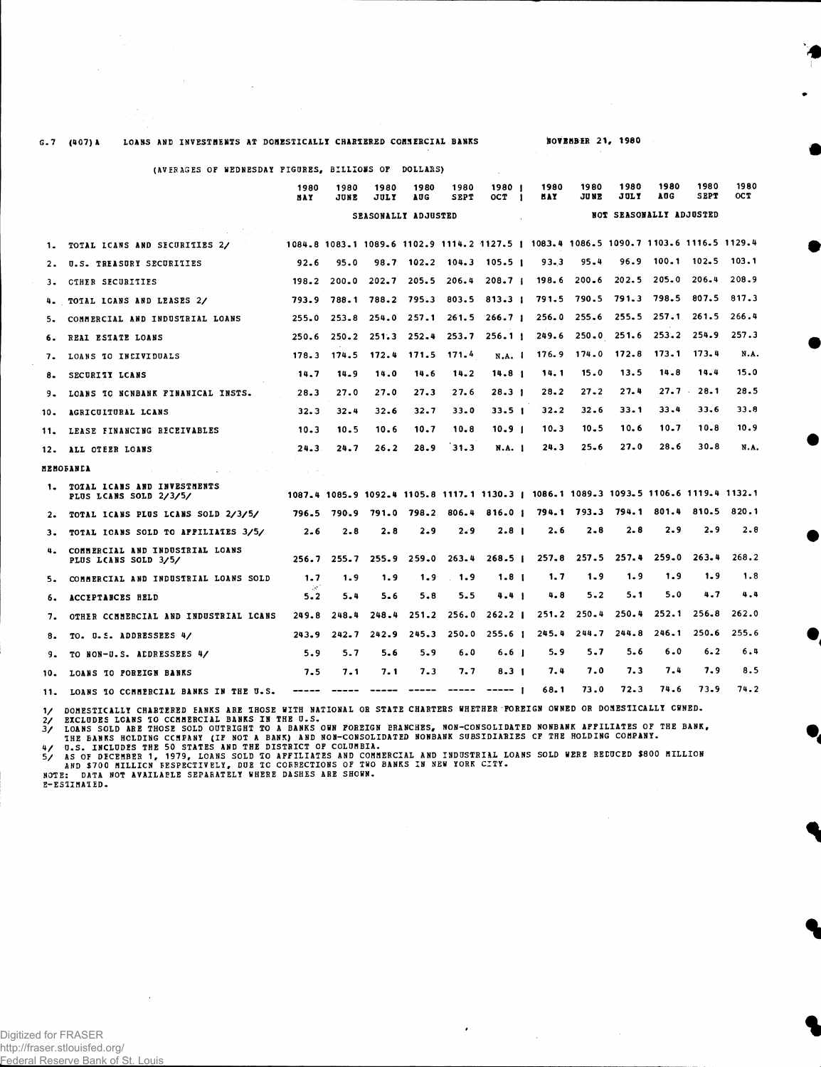G.7 (407)A LOANS AND INVESTMENTS AT DOMESTICALLY CHARTERED COMMERCIAL BANKS NOVEMBER 21, 1980

(AVERAGES OF WEDNESDAY FIGURES, BILLIONS OF DOLLARS)

| | 1980 MAY | 1980 JUNE | 1980 JULY | 1980 AUG | 1980 SEPT | 1980 OCT | 1980 MAY | 1980 JUNE | 1980 JULY | 1980 AUG | 1980 SEPT | 1980 OCT |
|---|---|---|---|---|---|---|---|---|---|---|---|---|
| | SEASONALLY ADJUSTED | | | | | | NOT SEASONALLY ADJUSTED | | | | | |
| 1. TOTAL LOANS AND SECURITIES 2/ | 1084.8 | 1083.1 | 1089.6 | 1102.9 | 1114.2 | 1127.5 | 1083.4 | 1086.5 | 1090.7 | 1103.6 | 1116.5 | 1129.4 |
| 2. U.S. TREASURY SECURITIES | 92.6 | 95.0 | 98.7 | 102.2 | 104.3 | 105.5 | 93.3 | 95.4 | 96.9 | 100.1 | 102.5 | 103.1 |
| 3. OTHER SECURITIES | 198.2 | 200.0 | 202.7 | 205.5 | 206.4 | 208.7 | 198.6 | 200.6 | 202.5 | 205.0 | 206.4 | 208.9 |
| 4. TOTAL LOANS AND LEASES 2/ | 793.9 | 788.1 | 788.2 | 795.3 | 803.5 | 813.3 | 791.5 | 790.5 | 791.3 | 798.5 | 807.5 | 817.3 |
| 5. COMMERCIAL AND INDUSTRIAL LOANS | 255.0 | 253.8 | 254.0 | 257.1 | 261.5 | 266.7 | 256.0 | 255.6 | 255.5 | 257.1 | 261.5 | 266.4 |
| 6. REAL ESTATE LOANS | 250.6 | 250.2 | 251.3 | 252.4 | 253.7 | 256.1 | 249.6 | 250.0 | 251.6 | 253.2 | 254.9 | 257.3 |
| 7. LOANS TO INDIVIDUALS | 178.3 | 174.5 | 172.4 | 171.5 | 171.4 | N.A. | 176.9 | 174.0 | 172.8 | 173.1 | 173.4 | N.A. |
| 8. SECURITY LOANS | 14.7 | 14.9 | 14.0 | 14.6 | 14.2 | 14.8 | 14.1 | 15.0 | 13.5 | 14.8 | 14.4 | 15.0 |
| 9. LOANS TO NONBANK FINANICAL INSTS. | 28.3 | 27.0 | 27.0 | 27.3 | 27.6 | 28.3 | 28.2 | 27.2 | 27.4 | 27.7 | 28.1 | 28.5 |
| 10. AGRICULTURAL LOANS | 32.3 | 32.4 | 32.6 | 32.7 | 33.0 | 33.5 | 32.2 | 32.6 | 33.1 | 33.4 | 33.6 | 33.8 |
| 11. LEASE FINANCING RECEIVABLES | 10.3 | 10.5 | 10.6 | 10.7 | 10.8 | 10.9 | 10.3 | 10.5 | 10.6 | 10.7 | 10.8 | 10.9 |
| 12. ALL OTHER LOANS | 24.3 | 24.7 | 26.2 | 28.9 | 31.3 | N.A. | 24.3 | 25.6 | 27.0 | 28.6 | 30.8 | N.A. |
| **MEMORANDA** | | | | | | | | | | | | |
| 1. TOTAL LOANS AND INVESTMENTS PLUS LOANS SOLD 2/3/5/ | 1087.4 | 1085.9 | 1092.4 | 1105.8 | 1117.1 | 1130.3 | 1086.1 | 1089.3 | 1093.5 | 1106.6 | 1119.4 | 1132.1 |
| 2. TOTAL LOANS PLUS LOANS SOLD 2/3/5/ | 796.5 | 790.9 | 791.0 | 798.2 | 806.4 | 816.0 | 794.1 | 793.3 | 794.1 | 801.4 | 810.5 | 820.1 |
| 3. TOTAL LOANS SOLD TO AFFILIATES 3/5/ | 2.6 | 2.8 | 2.8 | 2.9 | 2.9 | 2.8 | 2.6 | 2.8 | 2.8 | 2.9 | 2.9 | 2.8 |
| 4. COMMERCIAL AND INDUSTRIAL LOANS PLUS LOANS SOLD 3/5/ | 256.7 | 255.7 | 255.9 | 259.0 | 263.4 | 268.5 | 257.8 | 257.5 | 257.4 | 259.0 | 263.4 | 268.2 |
| 5. COMMERCIAL AND INDUSTRIAL LOANS SOLD | 1.7 | 1.9 | 1.9 | 1.9 | 1.9 | 1.8 | 1.7 | 1.9 | 1.9 | 1.9 | 1.9 | 1.8 |
| 6. ACCEPTANCES HELD | 5.2 | 5.4 | 5.6 | 5.8 | 5.5 | 4.4 | 4.8 | 5.2 | 5.1 | 5.0 | 4.7 | 4.4 |
| 7. OTHER COMMERCIAL AND INDUSTRIAL LOANS | 249.8 | 248.4 | 248.4 | 251.2 | 256.0 | 262.2 | 251.2 | 250.4 | 250.4 | 252.1 | 256.8 | 262.0 |
| 8. TO U.S. ADDRESSEES 4/ | 243.9 | 242.7 | 242.9 | 245.3 | 250.0 | 255.6 | 245.4 | 244.7 | 244.8 | 246.1 | 250.6 | 255.6 |
| 9. TO NON-U.S. ADDRESSEES 4/ | 5.9 | 5.7 | 5.6 | 5.9 | 6.0 | 6.6 | 5.9 | 5.7 | 5.6 | 6.0 | 6.2 | 6.4 |
| 10. LOANS TO FOREIGN BANKS | 7.5 | 7.1 | 7.1 | 7.3 | 7.7 | 8.3 | 7.4 | 7.0 | 7.3 | 7.4 | 7.9 | 8.5 |
| 11. LOANS TO COMMERCIAL BANKS IN THE U.S. | ----- | ----- | ----- | ----- | ----- | ----- | 68.1 | 73.0 | 72.3 | 74.6 | 73.9 | 74.2 |

1/ DOMESTICALLY CHARTERED BANKS ARE THOSE WITH NATIONAL OR STATE CHARTERS WHETHER FOREIGN OWNED OR DOMESTICALLY OWNED.
2/ EXCLUDES LOANS TO COMMERCIAL BANKS IN THE U.S.
3/ LOANS SOLD ARE THOSE SOLD OUTRIGHT TO A BANKS OWN FOREIGN BRANCHES, NON-CONSOLIDATED NONBANK AFFILIATES OF THE BANK, THE BANKS HOLDING COMPANY (IF NOT A BANK) AND NON-CONSOLIDATED NONBANK SUBSIDIARIES OF THE HOLDING COMPANY.
4/ U.S. INCLUDES THE 50 STATES AND THE DISTRICT OF COLUMBIA.
5/ AS OF DECEMBER 1, 1979, LOANS SOLD TO AFFILIATES AND COMMERCIAL AND INDUSTRIAL LOANS SOLD WERE REDUCED $800 MILLION AND $700 MILLION RESPECTIVELY, DUE TO CORRECTIONS OF TWO BANKS IN NEW YORK CITY.
NOTE: DATA NOT AVAILABLE SEPARATELY WHERE DASHES ARE SHOWN.
E-ESTIMATED.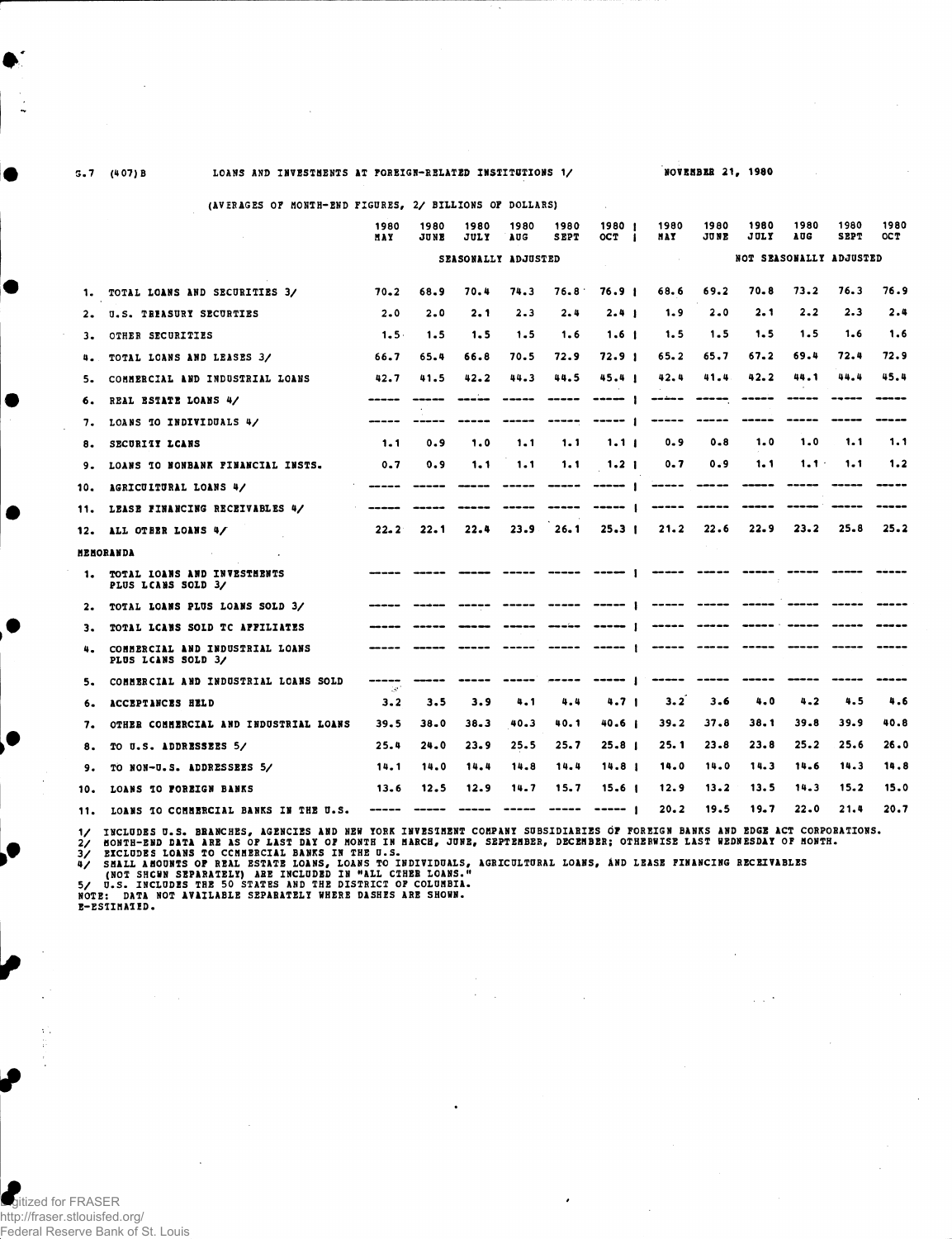G.7 (407)B LOANS AND INVESTMENTS AT FOREIGN-RELATED INSTITUTIONS 1/ NOVEMBER 21, 1980

(AVERAGES OF MONTH-END FIGURES, 2/ BILLIONS OF DOLLARS)

| | 1980 MAY | 1980 JUNE | 1980 JULY | 1980 AUG | 1980 SEPT | 1980 OCT | 1980 MAY | 1980 JUNE | 1980 JULY | 1980 AUG | 1980 SEPT | 1980 OCT |
|---|---|---|---|---|---|---|---|---|---|---|---|---|
| | SEASONALLY ADJUSTED | | | | | | NOT SEASONALLY ADJUSTED | | | | | |
| 1. TOTAL LOANS AND SECURITIES 3/ | 70.2 | 68.9 | 70.4 | 74.3 | 76.8 | 76.9 | 68.6 | 69.2 | 70.8 | 73.2 | 76.3 | 76.9 |
| 2. U.S. TREASURY SECURTIES | 2.0 | 2.0 | 2.1 | 2.3 | 2.4 | 2.4 | 1.9 | 2.0 | 2.1 | 2.2 | 2.3 | 2.4 |
| 3. OTHER SECURITIES | 1.5 | 1.5 | 1.5 | 1.5 | 1.6 | 1.6 | 1.5 | 1.5 | 1.5 | 1.5 | 1.6 | 1.6 |
| 4. TOTAL LOANS AND LEASES 3/ | 66.7 | 65.4 | 66.8 | 70.5 | 72.9 | 72.9 | 65.2 | 65.7 | 67.2 | 69.4 | 72.4 | 72.9 |
| 5. COMMERCIAL AND INDUSTRIAL LOANS | 42.7 | 41.5 | 42.2 | 44.3 | 44.5 | 45.4 | 42.4 | 41.4 | 42.2 | 44.1 | 44.4 | 45.4 |
| 6. REAL ESTATE LOANS 4/ | ----- | ----- | ----- | ----- | ----- | ----- | ----- | ----- | ----- | ----- | ----- | ----- |
| 7. LOANS TO INDIVIDUALS 4/ | ----- | ----- | ----- | ----- | ----- | ----- | ----- | ----- | ----- | ----- | ----- | ----- |
| 8. SECURITY LOANS | 1.1 | 0.9 | 1.0 | 1.1 | 1.1 | 1.1 | 0.9 | 0.8 | 1.0 | 1.0 | 1.1 | 1.1 |
| 9. LOANS TO NONBANK FINANCIAL INSTS. | 0.7 | 0.9 | 1.1 | 1.1 | 1.1 | 1.2 | 0.7 | 0.9 | 1.1 | 1.1 | 1.1 | 1.2 |
| 10. AGRICULTURAL LOANS 4/ | ----- | ----- | ----- | ----- | ----- | ----- | ----- | ----- | ----- | ----- | ----- | ----- |
| 11. LEASE FINANCING RECEIVABLES 4/ | ----- | ----- | ----- | ----- | ----- | ----- | ----- | ----- | ----- | ----- | ----- | ----- |
| 12. ALL OTHER LOANS 4/ | 22.2 | 22.1 | 22.4 | 23.9 | 26.1 | 25.3 | 21.2 | 22.6 | 22.9 | 23.2 | 25.8 | 25.2 |
| MEMORANDA | | | | | | | | | | | | |
| 1. TOTAL LOANS AND INVESTMENTS PLUS LOANS SOLD 3/ | ----- | ----- | ----- | ----- | ----- | ----- | ----- | ----- | ----- | ----- | ----- | ----- |
| 2. TOTAL LOANS PLUS LOANS SOLD 3/ | ----- | ----- | ----- | ----- | ----- | ----- | ----- | ----- | ----- | ----- | ----- | ----- |
| 3. TOTAL LOANS SOLD TO AFFILIATES | ----- | ----- | ----- | ----- | ----- | ----- | ----- | ----- | ----- | ----- | ----- | ----- |
| 4. COMMERCIAL AND INDUSTRIAL LOANS PLUS LOANS SOLD 3/ | ----- | ----- | ----- | ----- | ----- | ----- | ----- | ----- | ----- | ----- | ----- | ----- |
| 5. COMMERCIAL AND INDUSTRIAL LOANS SOLD | ----- | ----- | ----- | ----- | ----- | ----- | ----- | ----- | ----- | ----- | ----- | ----- |
| 6. ACCEPTANCES HELD | 3.2 | 3.5 | 3.9 | 4.1 | 4.4 | 4.7 | 3.2 | 3.6 | 4.0 | 4.2 | 4.5 | 4.6 |
| 7. OTHER COMMERCIAL AND INDUSTRIAL LOANS | 39.5 | 38.0 | 38.3 | 40.3 | 40.1 | 40.6 | 39.2 | 37.8 | 38.1 | 39.8 | 39.9 | 40.8 |
| 8. TO U.S. ADDRESSEES 5/ | 25.4 | 24.0 | 23.9 | 25.5 | 25.7 | 25.8 | 25.1 | 23.8 | 23.8 | 25.2 | 25.6 | 26.0 |
| 9. TO NON-U.S. ADDRESSEES 5/ | 14.1 | 14.0 | 14.4 | 14.8 | 14.4 | 14.8 | 14.0 | 14.0 | 14.3 | 14.6 | 14.3 | 14.8 |
| 10. LOANS TO FOREIGN BANKS | 13.6 | 12.5 | 12.9 | 14.7 | 15.7 | 15.6 | 12.9 | 13.2 | 13.5 | 14.3 | 15.2 | 15.0 |
| 11. LOANS TO COMMERCIAL BANKS IN THE U.S. | ----- | ----- | ----- | ----- | ----- | ----- | 20.2 | 19.5 | 19.7 | 22.0 | 21.4 | 20.7 |

1/ INCLUDES U.S. BRANCHES, AGENCIES AND NEW YORK INVESTMENT COMPANY SUBSIDIARIES OF FOREIGN BANKS AND EDGE ACT CORPORATIONS.
2/ MONTH-END DATA ARE AS OF LAST DAY OF MONTH IN MARCH, JUNE, SEPTEMBER, DECEMBER; OTHERWISE LAST WEDNESDAY OF MONTH.
3/ EXCLUDES LOANS TO COMMERCIAL BANKS IN THE U.S.
4/ SMALL AMOUNTS OF REAL ESTATE LOANS, LOANS TO INDIVIDUALS, AGRICULTURAL LOANS, AND LEASE FINANCING RECEIVABLES (NOT SHOWN SEPARATELY) ARE INCLUDED IN "ALL OTHER LOANS."
5/ U.S. INCLUDES THE 50 STATES AND THE DISTRICT OF COLUMBIA.
NOTE: DATA NOT AVAILABLE SEPARATELY WHERE DASHES ARE SHOWN.
E-ESTIMATED.